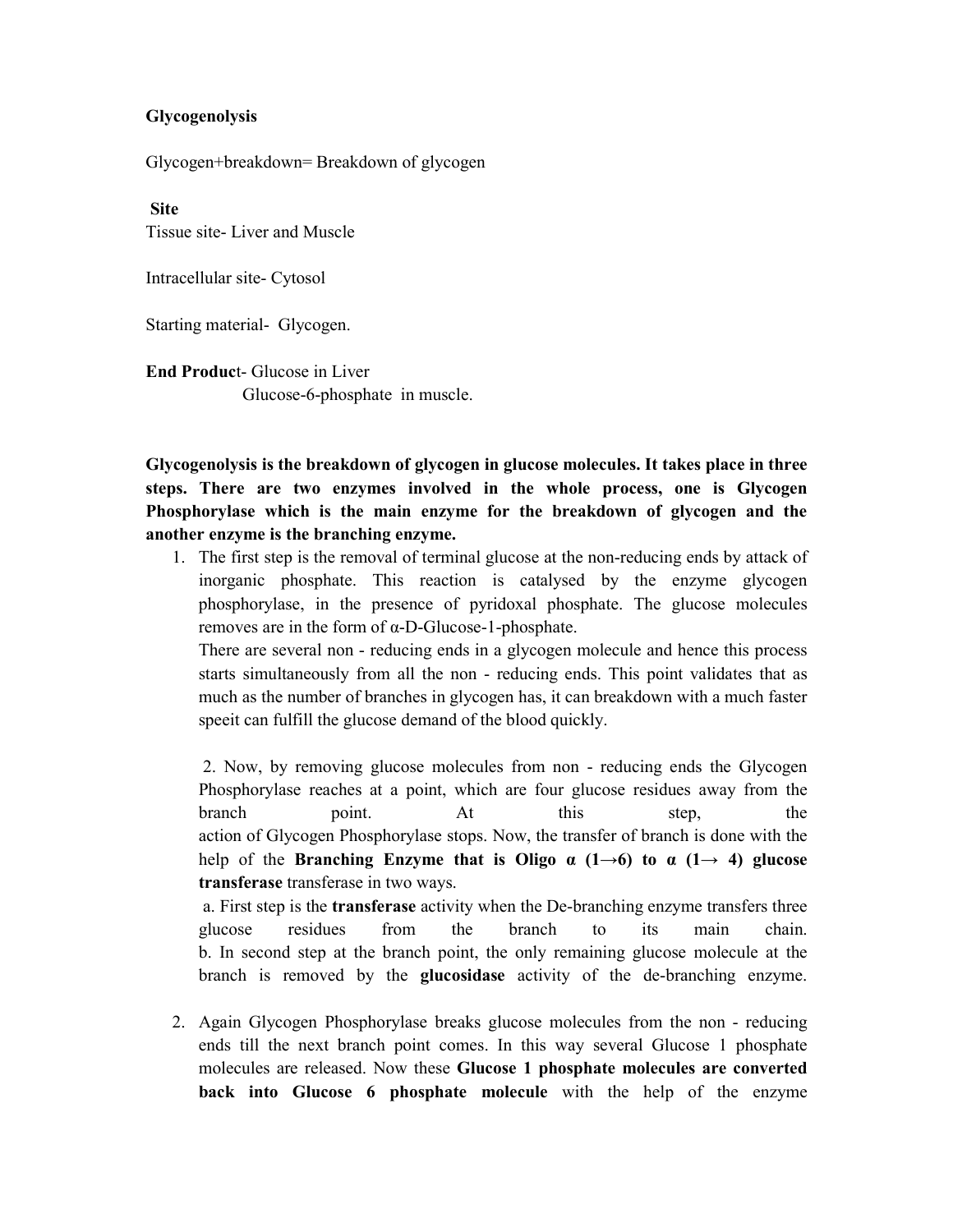**Glycogenolysis**

Glycogen+breakdown= Breakdown of glycogen

**Site**

Tissue site- Liver and Muscle

Intracellular site- Cytosol

Starting material- Glycogen.

**End Produc**t- Glucose in Liver
Glucose-6-phosphate in muscle.

**Glycogenolysis is the breakdown of glycogen in glucose molecules. It takes place in three steps. There are two enzymes involved in the whole process, one is Glycogen Phosphorylase which is the main enzyme for the breakdown of glycogen and the another enzyme is the branching enzyme.**

1. The first step is the removal of terminal glucose at the non-reducing ends by attack of inorganic phosphate. This reaction is catalysed by the enzyme glycogen phosphorylase, in the presence of pyridoxal phosphate. The glucose molecules removes are in the form of α-D-Glucose-1-phosphate.

   There are several non - reducing ends in a glycogen molecule and hence this process starts simultaneously from all the non - reducing ends. This point validates that as much as the number of branches in glycogen has, it can breakdown with a much faster speeit can fulfill the glucose demand of the blood quickly.

   2. Now, by removing glucose molecules from non - reducing ends the Glycogen Phosphorylase reaches at a point, which are four glucose residues away from the branch point. At this step, the action of Glycogen Phosphorylase stops. Now, the transfer of branch is done with the help of the **Branching Enzyme that is Oligo α (1→6) to α (1→ 4) glucose transferase** transferase in two ways.

   a. First step is the **transferase** activity when the De-branching enzyme transfers three glucose residues from the branch to its main chain.
   b. In second step at the branch point, the only remaining glucose molecule at the branch is removed by the **glucosidase** activity of the de-branching enzyme.

2. Again Glycogen Phosphorylase breaks glucose molecules from the non - reducing ends till the next branch point comes. In this way several Glucose 1 phosphate molecules are released. Now these **Glucose 1 phosphate molecules are converted back into Glucose 6 phosphate molecule** with the help of the enzyme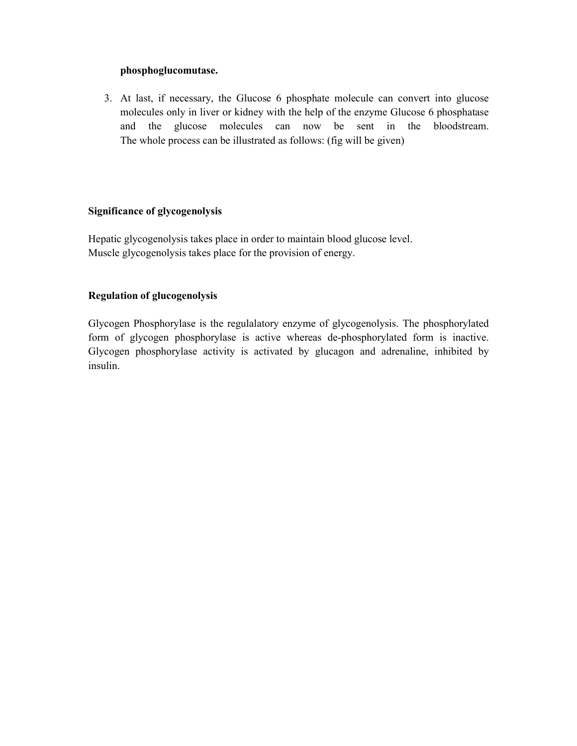**phosphoglucomutase.**

3. At last, if necessary, the Glucose 6 phosphate molecule can convert into glucose molecules only in liver or kidney with the help of the enzyme Glucose 6 phosphatase and the glucose molecules can now be sent in the bloodstream. The whole process can be illustrated as follows: (fig will be given)

**Significance of glycogenolysis**

Hepatic glycogenolysis takes place in order to maintain blood glucose level.
Muscle glycogenolysis takes place for the provision of energy.

**Regulation of glucogenolysis**

Glycogen Phosphorylase is the regulalatory enzyme of glycogenolysis. The phosphorylated form of glycogen phosphorylase is active whereas de-phosphorylated form is inactive. Glycogen phosphorylase activity is activated by glucagon and adrenaline, inhibited by insulin.